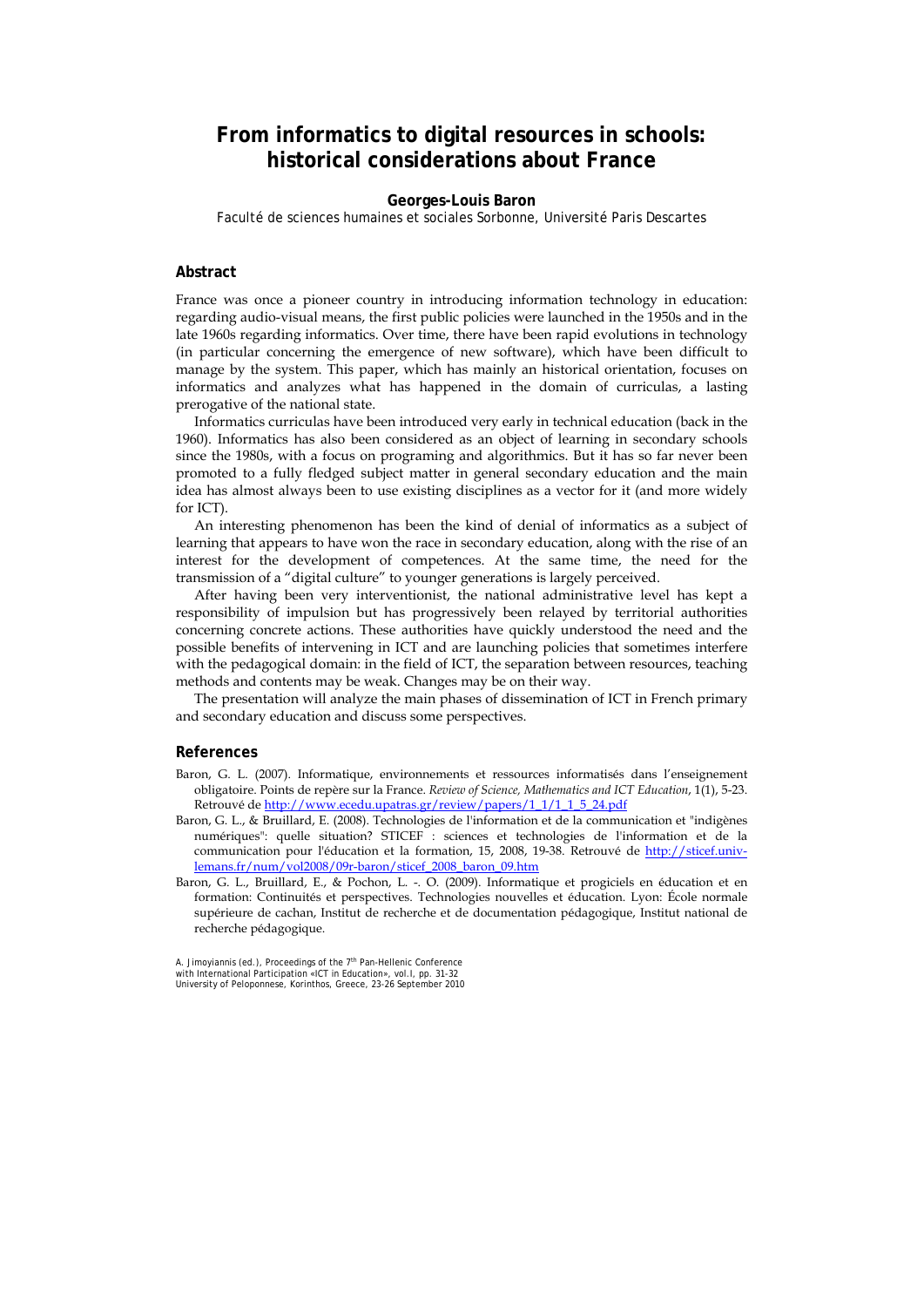# From informatics to digital resources in schools: historical considerations about France

**Georges-Louis Baron**

Faculté de sciences humaines et sociales Sorbonne, Université Paris Descartes

## Abstract

France was once a pioneer country in introducing information technology in education: regarding audio-visual means, the first public policies were launched in the 1950s and in the late 1960s regarding informatics. Over time, there have been rapid evolutions in technology (in particular concerning the emergence of new software), which have been difficult to manage by the system. This paper, which has mainly an historical orientation, focuses on informatics and analyzes what has happened in the domain of curriculas, a lasting prerogative of the national state.

Informatics curriculas have been introduced very early in technical education (back in the 1960). Informatics has also been considered as an object of learning in secondary schools since the 1980s, with a focus on programing and algorithmics. But it has so far never been promoted to a fully fledged subject matter in general secondary education and the main idea has almost always been to use existing disciplines as a vector for it (and more widely for ICT).

An interesting phenomenon has been the kind of denial of informatics as a subject of learning that appears to have won the race in secondary education, along with the rise of an interest for the development of competences. At the same time, the need for the transmission of a "digital culture" to younger generations is largely perceived.

After having been very interventionist, the national administrative level has kept a responsibility of impulsion but has progressively been relayed by territorial authorities concerning concrete actions. These authorities have quickly understood the need and the possible benefits of intervening in ICT and are launching policies that sometimes interfere with the pedagogical domain: in the field of ICT, the separation between resources, teaching methods and contents may be weak. Changes may be on their way.

The presentation will analyze the main phases of dissemination of ICT in French primary and secondary education and discuss some perspectives.

## References

Baron, G. L. (2007). Informatique, environnements et ressources informatisés dans l'enseignement obligatoire. Points de repère sur la France. *Review of Science, Mathematics and ICT Education*, 1(1), 5-23. Retrouvé de http://www.ecedu.upatras.gr/review/papers/1_1/1_1_5_24.pdf

Baron, G. L., & Bruillard, E. (2008). Technologies de l'information et de la communication et "indigènes numériques": quelle situation? STICEF : sciences et technologies de l'information et de la communication pour l'éducation et la formation, 15, 2008, 19-38. Retrouvé de http://sticef.univ-lemans.fr/num/vol2008/09r-baron/sticef_2008_baron_09.htm

Baron, G. L., Bruillard, E., & Pochon, L. -. O. (2009). Informatique et progiciels en éducation et en formation: Continuités et perspectives. Technologies nouvelles et éducation. Lyon: École normale supérieure de cachan, Institut de recherche et de documentation pédagogique, Institut national de recherche pédagogique.

A. Jimoyiannis (ed.), Proceedings of the 7th Pan-Hellenic Conference with International Participation «ICT in Education», vol.I, pp. 31-32
University of Peloponnese, Korinthos, Greece, 23-26 September 2010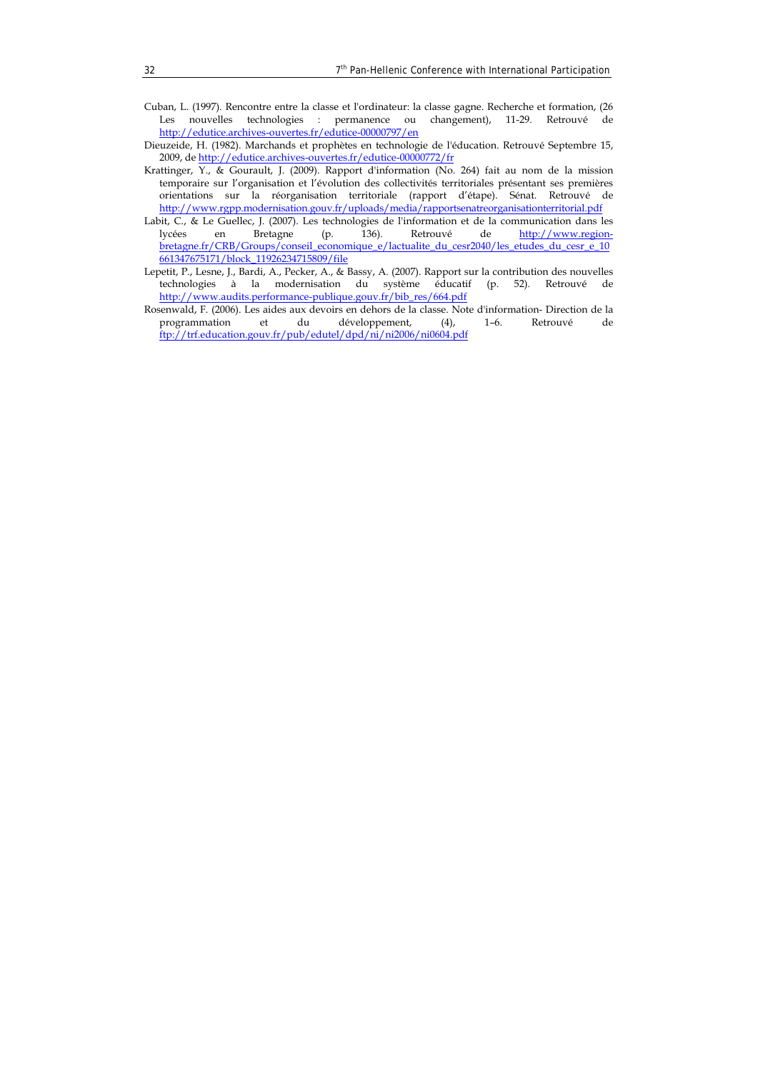Cuban, L. (1997). Rencontre entre la classe et l'ordinateur: la classe gagne. Recherche et formation, (26 Les nouvelles technologies : permanence ou changement), 11-29. Retrouvé de http://edutice.archives-ouvertes.fr/edutice-00000797/en

Dieuzeide, H. (1982). Marchands et prophètes en technologie de l'éducation. Retrouvé Septembre 15, 2009, de http://edutice.archives-ouvertes.fr/edutice-00000772/fr

Krattinger, Y., & Gourault, J. (2009). Rapport d'information (No. 264) fait au nom de la mission temporaire sur l'organisation et l'évolution des collectivités territoriales présentant ses premières orientations sur la réorganisation territoriale (rapport d'étape). Sénat. Retrouvé de http://www.rgpp.modernisation.gouv.fr/uploads/media/rapportsenatreorganisationterritorial.pdf

Labit, C., & Le Guellec, J. (2007). Les technologies de l'information et de la communication dans les lycées en Bretagne (p. 136). Retrouvé de http://www.region-bretagne.fr/CRB/Groups/conseil_economique_e/lactualite_du_cesr2040/les_etudes_du_cesr_e_10661347675171/block_11926234715809/file

Lepetit, P., Lesne, J., Bardi, A., Pecker, A., & Bassy, A. (2007). Rapport sur la contribution des nouvelles technologies à la modernisation du système éducatif (p. 52). Retrouvé de http://www.audits.performance-publique.gouv.fr/bib_res/664.pdf

Rosenwald, F. (2006). Les aides aux devoirs en dehors de la classe. Note d'information- Direction de la programmation et du développement, (4), 1–6. Retrouvé de ftp://trf.education.gouv.fr/pub/edutel/dpd/ni/ni2006/ni0604.pdf